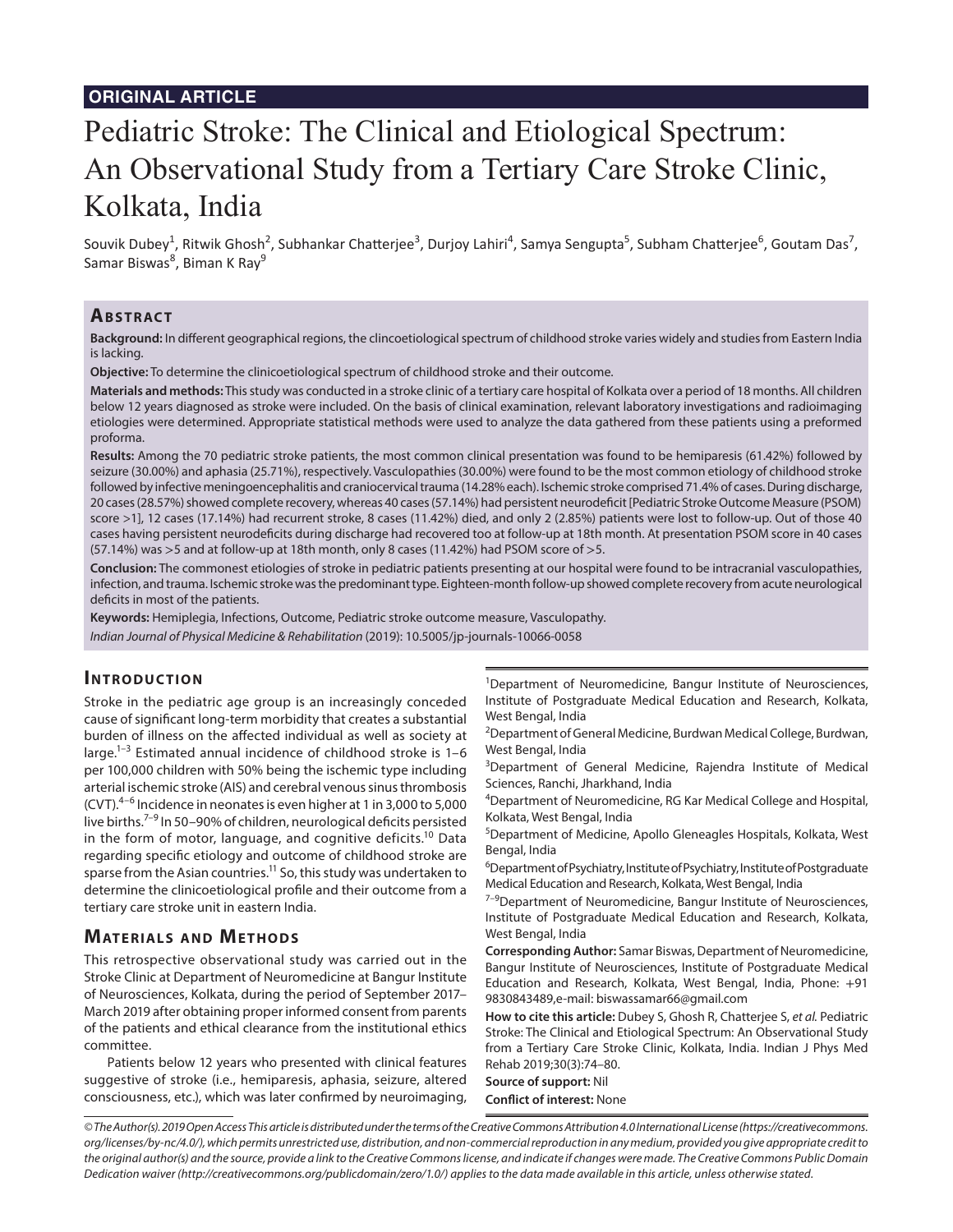**ORIGINAL ARTICLE**

# Pediatric Stroke: The Clinical and Etiological Spectrum: An Observational Study from a Tertiary Care Stroke Clinic, Kolkata, India

Souvik Dubey[1], Ritwik Ghosh[2], Subhankar Chatterjee[3], Durjoy Lahiri[4], Samya Sengupta[5], Subham Chatterjee[6], Goutam Das[7], Samar Biswas[8], Biman K Ray[9]

## Abstract

**Background:** In different geographical regions, the clincoetiological spectrum of childhood stroke varies widely and studies from Eastern India is lacking.

**Objective:** To determine the clinicoetiological spectrum of childhood stroke and their outcome.

**Materials and methods:** This study was conducted in a stroke clinic of a tertiary care hospital of Kolkata over a period of 18 months. All children below 12 years diagnosed as stroke were included. On the basis of clinical examination, relevant laboratory investigations and radioimaging etiologies were determined. Appropriate statistical methods were used to analyze the data gathered from these patients using a preformed proforma.

**Results:** Among the 70 pediatric stroke patients, the most common clinical presentation was found to be hemiparesis (61.42%) followed by seizure (30.00%) and aphasia (25.71%), respectively. Vasculopathies (30.00%) were found to be the most common etiology of childhood stroke followed by infective meningoencephalitis and craniocervical trauma (14.28% each). Ischemic stroke comprised 71.4% of cases. During discharge, 20 cases (28.57%) showed complete recovery, whereas 40 cases (57.14%) had persistent neurodeficit [Pediatric Stroke Outcome Measure (PSOM) score >1], 12 cases (17.14%) had recurrent stroke, 8 cases (11.42%) died, and only 2 (2.85%) patients were lost to follow-up. Out of those 40 cases having persistent neurodeficits during discharge had recovered too at follow-up at 18th month. At presentation PSOM score in 40 cases (57.14%) was >5 and at follow-up at 18th month, only 8 cases (11.42%) had PSOM score of >5.

**Conclusion:** The commonest etiologies of stroke in pediatric patients presenting at our hospital were found to be intracranial vasculopathies, infection, and trauma. Ischemic stroke was the predominant type. Eighteen-month follow-up showed complete recovery from acute neurological deficits in most of the patients.

**Keywords:** Hemiplegia, Infections, Outcome, Pediatric stroke outcome measure, Vasculopathy.

*Indian Journal of Physical Medicine & Rehabilitation* (2019): 10.5005/jp-journals-10066-0058

## Introduction

Stroke in the pediatric age group is an increasingly conceded cause of significant long-term morbidity that creates a substantial burden of illness on the affected individual as well as society at large.[1–3] Estimated annual incidence of childhood stroke is 1–6 per 100,000 children with 50% being the ischemic type including arterial ischemic stroke (AIS) and cerebral venous sinus thrombosis (CVT).[4–6] Incidence in neonates is even higher at 1 in 3,000 to 5,000 live births.[7–9] In 50–90% of children, neurological deficits persisted in the form of motor, language, and cognitive deficits.[10] Data regarding specific etiology and outcome of childhood stroke are sparse from the Asian countries.[11] So, this study was undertaken to determine the clinicoetiological profile and their outcome from a tertiary care stroke unit in eastern India.

## Materials and Methods

This retrospective observational study was carried out in the Stroke Clinic at Department of Neuromedicine at Bangur Institute of Neurosciences, Kolkata, during the period of September 2017–March 2019 after obtaining proper informed consent from parents of the patients and ethical clearance from the institutional ethics committee.

Patients below 12 years who presented with clinical features suggestive of stroke (i.e., hemiparesis, aphasia, seizure, altered consciousness, etc.), which was later confirmed by neuroimaging,

---

[1]Department of Neuromedicine, Bangur Institute of Neurosciences, Institute of Postgraduate Medical Education and Research, Kolkata, West Bengal, India

[2]Department of General Medicine, Burdwan Medical College, Burdwan, West Bengal, India

[3]Department of General Medicine, Rajendra Institute of Medical Sciences, Ranchi, Jharkhand, India

[4]Department of Neuromedicine, RG Kar Medical College and Hospital, Kolkata, West Bengal, India

[5]Department of Medicine, Apollo Gleneagles Hospitals, Kolkata, West Bengal, India

[6]Department of Psychiatry, Institute of Psychiatry, Institute of Postgraduate Medical Education and Research, Kolkata, West Bengal, India

[7–9]Department of Neuromedicine, Bangur Institute of Neurosciences, Institute of Postgraduate Medical Education and Research, Kolkata, West Bengal, India

**Corresponding Author:** Samar Biswas, Department of Neuromedicine, Bangur Institute of Neurosciences, Institute of Postgraduate Medical Education and Research, Kolkata, West Bengal, India, Phone: +91 9830843489, e-mail: biswassamar66@gmail.com

**How to cite this article:** Dubey S, Ghosh R, Chatterjee S, *et al.* Pediatric Stroke: The Clinical and Etiological Spectrum: An Observational Study from a Tertiary Care Stroke Clinic, Kolkata, India. Indian J Phys Med Rehab 2019;30(3):74–80.

**Source of support:** Nil

**Conflict of interest:** None

*© The Author(s). 2019 Open Access This article is distributed under the terms of the Creative Commons Attribution 4.0 International License (https://creativecommons.org/licenses/by-nc/4.0/), which permits unrestricted use, distribution, and non-commercial reproduction in any medium, provided you give appropriate credit to the original author(s) and the source, provide a link to the Creative Commons license, and indicate if changes were made. The Creative Commons Public Domain Dedication waiver (http://creativecommons.org/publicdomain/zero/1.0/) applies to the data made available in this article, unless otherwise stated.*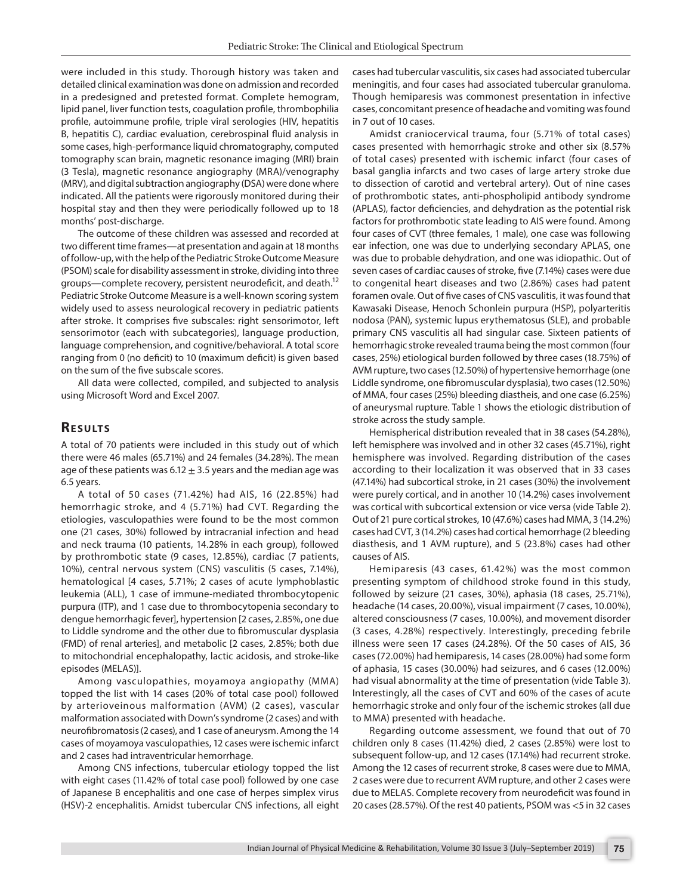were included in this study. Thorough history was taken and detailed clinical examination was done on admission and recorded in a predesigned and pretested format. Complete hemogram, lipid panel, liver function tests, coagulation profile, thrombophilia profile, autoimmune profile, triple viral serologies (HIV, hepatitis B, hepatitis C), cardiac evaluation, cerebrospinal fluid analysis in some cases, high-performance liquid chromatography, computed tomography scan brain, magnetic resonance imaging (MRI) brain (3 Tesla), magnetic resonance angiography (MRA)/venography (MRV), and digital subtraction angiography (DSA) were done where indicated. All the patients were rigorously monitored during their hospital stay and then they were periodically followed up to 18 months' post-discharge.

The outcome of these children was assessed and recorded at two different time frames—at presentation and again at 18 months of follow-up, with the help of the Pediatric Stroke Outcome Measure (PSOM) scale for disability assessment in stroke, dividing into three groups—complete recovery, persistent neurodeficit, and death.[12] Pediatric Stroke Outcome Measure is a well-known scoring system widely used to assess neurological recovery in pediatric patients after stroke. It comprises five subscales: right sensorimotor, left sensorimotor (each with subcategories), language production, language comprehension, and cognitive/behavioral. A total score ranging from 0 (no deficit) to 10 (maximum deficit) is given based on the sum of the five subscale scores.

All data were collected, compiled, and subjected to analysis using Microsoft Word and Excel 2007.

## Results

A total of 70 patients were included in this study out of which there were 46 males (65.71%) and 24 females (34.28%). The mean age of these patients was $6.12 \pm 3.5$ years and the median age was 6.5 years.

A total of 50 cases (71.42%) had AIS, 16 (22.85%) had hemorrhagic stroke, and 4 (5.71%) had CVT. Regarding the etiologies, vasculopathies were found to be the most common one (21 cases, 30%) followed by intracranial infection and head and neck trauma (10 patients, 14.28% in each group), followed by prothrombotic state (9 cases, 12.85%), cardiac (7 patients, 10%), central nervous system (CNS) vasculitis (5 cases, 7.14%), hematological [4 cases, 5.71%; 2 cases of acute lymphoblastic leukemia (ALL), 1 case of immune-mediated thrombocytopenic purpura (ITP), and 1 case due to thrombocytopenia secondary to dengue hemorrhagic fever], hypertension [2 cases, 2.85%, one due to Liddle syndrome and the other due to fibromuscular dysplasia (FMD) of renal arteries], and metabolic [2 cases, 2.85%; both due to mitochondrial encephalopathy, lactic acidosis, and stroke-like episodes (MELAS)].

Among vasculopathies, moyamoya angiopathy (MMA) topped the list with 14 cases (20% of total case pool) followed by arterioveinous malformation (AVM) (2 cases), vascular malformation associated with Down's syndrome (2 cases) and with neurofibromatosis (2 cases), and 1 case of aneurysm. Among the 14 cases of moyamoya vasculopathies, 12 cases were ischemic infarct and 2 cases had intraventricular hemorrhage.

Among CNS infections, tubercular etiology topped the list with eight cases (11.42% of total case pool) followed by one case of Japanese B encephalitis and one case of herpes simplex virus (HSV)-2 encephalitis. Amidst tubercular CNS infections, all eight cases had tubercular vasculitis, six cases had associated tubercular meningitis, and four cases had associated tubercular granuloma. Though hemiparesis was commonest presentation in infective cases, concomitant presence of headache and vomiting was found in 7 out of 10 cases.

Amidst craniocervical trauma, four (5.71% of total cases) cases presented with hemorrhagic stroke and other six (8.57% of total cases) presented with ischemic infarct (four cases of basal ganglia infarcts and two cases of large artery stroke due to dissection of carotid and vertebral artery). Out of nine cases of prothrombotic states, anti-phospholipid antibody syndrome (APLAS), factor deficiencies, and dehydration as the potential risk factors for prothrombotic state leading to AIS were found. Among four cases of CVT (three females, 1 male), one case was following ear infection, one was due to underlying secondary APLAS, one was due to probable dehydration, and one was idiopathic. Out of seven cases of cardiac causes of stroke, five (7.14%) cases were due to congenital heart diseases and two (2.86%) cases had patent foramen ovale. Out of five cases of CNS vasculitis, it was found that Kawasaki Disease, Henoch Schonlein purpura (HSP), polyarteritis nodosa (PAN), systemic lupus erythematosus (SLE), and probable primary CNS vasculitis all had singular case. Sixteen patients of hemorrhagic stroke revealed trauma being the most common (four cases, 25%) etiological burden followed by three cases (18.75%) of AVM rupture, two cases (12.50%) of hypertensive hemorrhage (one Liddle syndrome, one fibromuscular dysplasia), two cases (12.50%) of MMA, four cases (25%) bleeding diastheis, and one case (6.25%) of aneurysmal rupture. Table 1 shows the etiologic distribution of stroke across the study sample.

Hemispherical distribution revealed that in 38 cases (54.28%), left hemisphere was involved and in other 32 cases (45.71%), right hemisphere was involved. Regarding distribution of the cases according to their localization it was observed that in 33 cases (47.14%) had subcortical stroke, in 21 cases (30%) the involvement were purely cortical, and in another 10 (14.2%) cases involvement was cortical with subcortical extension or vice versa (vide Table 2). Out of 21 pure cortical strokes, 10 (47.6%) cases had MMA, 3 (14.2%) cases had CVT, 3 (14.2%) cases had cortical hemorrhage (2 bleeding diasthesis, and 1 AVM rupture), and 5 (23.8%) cases had other causes of AIS.

Hemiparesis (43 cases, 61.42%) was the most common presenting symptom of childhood stroke found in this study, followed by seizure (21 cases, 30%), aphasia (18 cases, 25.71%), headache (14 cases, 20.00%), visual impairment (7 cases, 10.00%), altered consciousness (7 cases, 10.00%), and movement disorder (3 cases, 4.28%) respectively. Interestingly, preceding febrile illness were seen 17 cases (24.28%). Of the 50 cases of AIS, 36 cases (72.00%) had hemiparesis, 14 cases (28.00%) had some form of aphasia, 15 cases (30.00%) had seizures, and 6 cases (12.00%) had visual abnormality at the time of presentation (vide Table 3). Interestingly, all the cases of CVT and 60% of the cases of acute hemorrhagic stroke and only four of the ischemic strokes (all due to MMA) presented with headache.

Regarding outcome assessment, we found that out of 70 children only 8 cases (11.42%) died, 2 cases (2.85%) were lost to subsequent follow-up, and 12 cases (17.14%) had recurrent stroke. Among the 12 cases of recurrent stroke, 8 cases were due to MMA, 2 cases were due to recurrent AVM rupture, and other 2 cases were due to MELAS. Complete recovery from neurodeficit was found in 20 cases (28.57%). Of the rest 40 patients, PSOM was <5 in 32 cases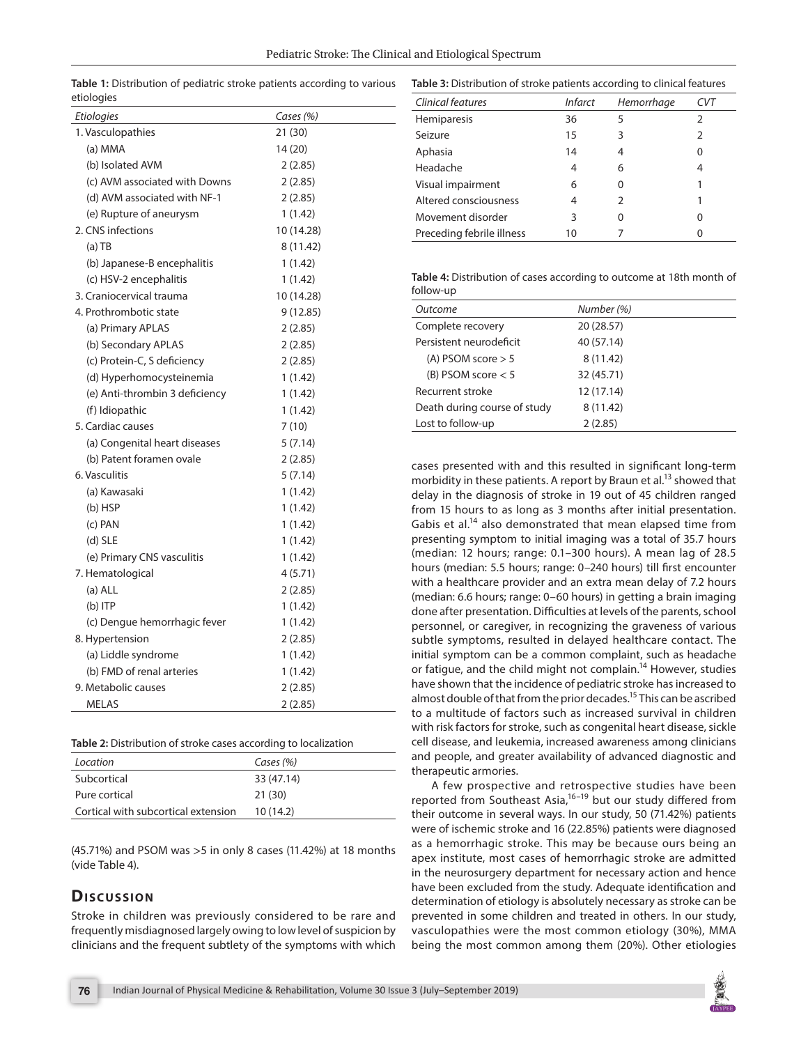**Table 1:** Distribution of pediatric stroke patients according to various etiologies

| *Etiologies* | *Cases (%)* |
|---|---|
| 1. Vasculopathies | 21 (30) |
| (a) MMA | 14 (20) |
| (b) Isolated AVM | 2 (2.85) |
| (c) AVM associated with Downs | 2 (2.85) |
| (d) AVM associated with NF-1 | 2 (2.85) |
| (e) Rupture of aneurysm | 1 (1.42) |
| 2. CNS infections | 10 (14.28) |
| (a) TB | 8 (11.42) |
| (b) Japanese-B encephalitis | 1 (1.42) |
| (c) HSV-2 encephalitis | 1 (1.42) |
| 3. Craniocervical trauma | 10 (14.28) |
| 4. Prothrombotic state | 9 (12.85) |
| (a) Primary APLAS | 2 (2.85) |
| (b) Secondary APLAS | 2 (2.85) |
| (c) Protein-C, S deficiency | 2 (2.85) |
| (d) Hyperhomocysteinemia | 1 (1.42) |
| (e) Anti-thrombin 3 deficiency | 1 (1.42) |
| (f) Idiopathic | 1 (1.42) |
| 5. Cardiac causes | 7 (10) |
| (a) Congenital heart diseases | 5 (7.14) |
| (b) Patent foramen ovale | 2 (2.85) |
| 6. Vasculitis | 5 (7.14) |
| (a) Kawasaki | 1 (1.42) |
| (b) HSP | 1 (1.42) |
| (c) PAN | 1 (1.42) |
| (d) SLE | 1 (1.42) |
| (e) Primary CNS vasculitis | 1 (1.42) |
| 7. Hematological | 4 (5.71) |
| (a) ALL | 2 (2.85) |
| (b) ITP | 1 (1.42) |
| (c) Dengue hemorrhagic fever | 1 (1.42) |
| 8. Hypertension | 2 (2.85) |
| (a) Liddle syndrome | 1 (1.42) |
| (b) FMD of renal arteries | 1 (1.42) |
| 9. Metabolic causes | 2 (2.85) |
| MELAS | 2 (2.85) |

**Table 2:** Distribution of stroke cases according to localization

| *Location* | *Cases (%)* |
|---|---|
| Subcortical | 33 (47.14) |
| Pure cortical | 21 (30) |
| Cortical with subcortical extension | 10 (14.2) |

(45.71%) and PSOM was >5 in only 8 cases (11.42%) at 18 months (vide Table 4).

## Discussion

Stroke in children was previously considered to be rare and frequently misdiagnosed largely owing to low level of suspicion by clinicians and the frequent subtlety of the symptoms with which cases presented with and this resulted in significant long-term morbidity in these patients. A report by Braun et al.[13] showed that delay in the diagnosis of stroke in 19 out of 45 children ranged from 15 hours to as long as 3 months after initial presentation. Gabis et al.[14] also demonstrated that mean elapsed time from presenting symptom to initial imaging was a total of 35.7 hours (median: 12 hours; range: 0.1–300 hours). A mean lag of 28.5 hours (median: 5.5 hours; range: 0–240 hours) till first encounter with a healthcare provider and an extra mean delay of 7.2 hours (median: 6.6 hours; range: 0–60 hours) in getting a brain imaging done after presentation. Difficulties at levels of the parents, school personnel, or caregiver, in recognizing the graveness of various subtle symptoms, resulted in delayed healthcare contact. The initial symptom can be a common complaint, such as headache or fatigue, and the child might not complain.[14] However, studies have shown that the incidence of pediatric stroke has increased to almost double of that from the prior decades.[15] This can be ascribed to a multitude of factors such as increased survival in children with risk factors for stroke, such as congenital heart disease, sickle cell disease, and leukemia, increased awareness among clinicians and people, and greater availability of advanced diagnostic and therapeutic armories.

A few prospective and retrospective studies have been reported from Southeast Asia,[16–19] but our study differed from their outcome in several ways. In our study, 50 (71.42%) patients were of ischemic stroke and 16 (22.85%) patients were diagnosed as a hemorrhagic stroke. This may be because ours being an apex institute, most cases of hemorrhagic stroke are admitted in the neurosurgery department for necessary action and hence have been excluded from the study. Adequate identification and determination of etiology is absolutely necessary as stroke can be prevented in some children and treated in others. In our study, vasculopathies were the most common etiology (30%), MMA being the most common among them (20%). Other etiologies

**Table 3:** Distribution of stroke patients according to clinical features

| *Clinical features* | *Infarct* | *Hemorrhage* | *CVT* |
|---|---|---|---|
| Hemiparesis | 36 | 5 | 2 |
| Seizure | 15 | 3 | 2 |
| Aphasia | 14 | 4 | 0 |
| Headache | 4 | 6 | 4 |
| Visual impairment | 6 | 0 | 1 |
| Altered consciousness | 4 | 2 | 1 |
| Movement disorder | 3 | 0 | 0 |
| Preceding febrile illness | 10 | 7 | 0 |

**Table 4:** Distribution of cases according to outcome at 18th month of follow-up

| *Outcome* | *Number (%)* |
|---|---|
| Complete recovery | 20 (28.57) |
| Persistent neurodeficit | 40 (57.14) |
| (A) PSOM score > 5 | 8 (11.42) |
| (B) PSOM score < 5 | 32 (45.71) |
| Recurrent stroke | 12 (17.14) |
| Death during course of study | 8 (11.42) |
| Lost to follow-up | 2 (2.85) |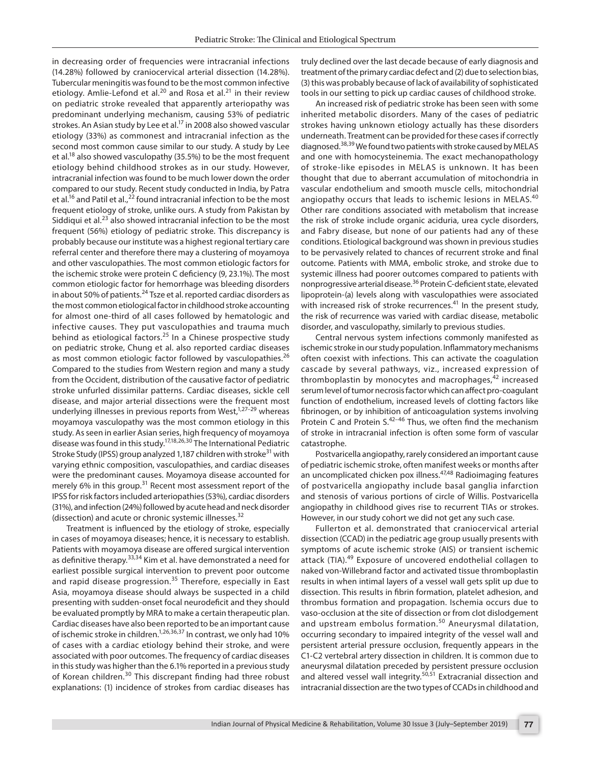in decreasing order of frequencies were intracranial infections (14.28%) followed by craniocervical arterial dissection (14.28%). Tubercular meningitis was found to be the most common infective etiology. Amlie-Lefond et al.[20] and Rosa et al.[21] in their review on pediatric stroke revealed that apparently arteriopathy was predominant underlying mechanism, causing 53% of pediatric strokes. An Asian study by Lee et al.[17] in 2008 also showed vascular etiology (33%) as commonest and intracranial infection as the second most common cause similar to our study. A study by Lee et al.[18] also showed vasculopathy (35.5%) to be the most frequent etiology behind childhood strokes as in our study. However, intracranial infection was found to be much lower down the order compared to our study. Recent study conducted in India, by Patra et al.[16] and Patil et al.,[22] found intracranial infection to be the most frequent etiology of stroke, unlike ours. A study from Pakistan by Siddiqui et al.[23] also showed intracranial infection to be the most frequent (56%) etiology of pediatric stroke. This discrepancy is probably because our institute was a highest regional tertiary care referral center and therefore there may a clustering of moyamoya and other vasculopathies. The most common etiologic factors for the ischemic stroke were protein C deficiency (9, 23.1%). The most common etiologic factor for hemorrhage was bleeding disorders in about 50% of patients.[24] Tsze et al. reported cardiac disorders as the most common etiological factor in childhood stroke accounting for almost one-third of all cases followed by hematologic and infective causes. They put vasculopathies and trauma much behind as etiological factors.[25] In a Chinese prospective study on pediatric stroke, Chung et al. also reported cardiac diseases as most common etiologic factor followed by vasculopathies.[26] Compared to the studies from Western region and many a study from the Occident, distribution of the causative factor of pediatric stroke unfurled dissimilar patterns. Cardiac diseases, sickle cell disease, and major arterial dissections were the frequent most underlying illnesses in previous reports from West,[1,27–29] whereas moyamoya vasculopathy was the most common etiology in this study. As seen in earlier Asian series, high frequency of moyamoya disease was found in this study.[17,18,26,30] The International Pediatric Stroke Study (IPSS) group analyzed 1,187 children with stroke[31] with varying ethnic composition, vasculopathies, and cardiac diseases were the predominant causes. Moyamoya disease accounted for merely 6% in this group.[31] Recent most assessment report of the IPSS for risk factors included arteriopathies (53%), cardiac disorders (31%), and infection (24%) followed by acute head and neck disorder (dissection) and acute or chronic systemic illnesses.[32]

Treatment is influenced by the etiology of stroke, especially in cases of moyamoya diseases; hence, it is necessary to establish. Patients with moyamoya disease are offered surgical intervention as definitive therapy.[33,34] Kim et al. have demonstrated a need for earliest possible surgical intervention to prevent poor outcome and rapid disease progression.[35] Therefore, especially in East Asia, moyamoya disease should always be suspected in a child presenting with sudden-onset focal neurodeficit and they should be evaluated promptly by MRA to make a certain therapeutic plan. Cardiac diseases have also been reported to be an important cause of ischemic stroke in children.[1,26,36,37] In contrast, we only had 10% of cases with a cardiac etiology behind their stroke, and were associated with poor outcomes. The frequency of cardiac diseases in this study was higher than the 6.1% reported in a previous study of Korean children.[30] This discrepant finding had three robust explanations: (1) incidence of strokes from cardiac diseases has truly declined over the last decade because of early diagnosis and treatment of the primary cardiac defect and (2) due to selection bias, (3) this was probably because of lack of availability of sophisticated tools in our setting to pick up cardiac causes of childhood stroke.

An increased risk of pediatric stroke has been seen with some inherited metabolic disorders. Many of the cases of pediatric strokes having unknown etiology actually has these disorders underneath. Treatment can be provided for these cases if correctly diagnosed.[38,39] We found two patients with stroke caused by MELAS and one with homocysteinemia. The exact mechanopathology of stroke-like episodes in MELAS is unknown. It has been thought that due to aberrant accumulation of mitochondria in vascular endothelium and smooth muscle cells, mitochondrial angiopathy occurs that leads to ischemic lesions in MELAS.[40] Other rare conditions associated with metabolism that increase the risk of stroke include organic aciduria, urea cycle disorders, and Fabry disease, but none of our patients had any of these conditions. Etiological background was shown in previous studies to be pervasively related to chances of recurrent stroke and final outcome. Patients with MMA, embolic stroke, and stroke due to systemic illness had poorer outcomes compared to patients with nonprogressive arterial disease.[36] Protein C-deficient state, elevated lipoprotein-(a) levels along with vasculopathies were associated with increased risk of stroke recurrences.[41] In the present study, the risk of recurrence was varied with cardiac disease, metabolic disorder, and vasculopathy, similarly to previous studies.

Central nervous system infections commonly manifested as ischemic stroke in our study population. Inflammatory mechanisms often coexist with infections. This can activate the coagulation cascade by several pathways, viz., increased expression of thromboplastin by monocytes and macrophages,[42] increased serum level of tumor necrosis factor which can affect pro-coagulant function of endothelium, increased levels of clotting factors like fibrinogen, or by inhibition of anticoagulation systems involving Protein C and Protein S.[42–46] Thus, we often find the mechanism of stroke in intracranial infection is often some form of vascular catastrophe.

Postvaricella angiopathy, rarely considered an important cause of pediatric ischemic stroke, often manifest weeks or months after an uncomplicated chicken pox illness.[47,48] Radioimaging features of postvaricella angiopathy include basal ganglia infarction and stenosis of various portions of circle of Willis. Postvaricella angiopathy in childhood gives rise to recurrent TIAs or strokes. However, in our study cohort we did not get any such case.

Fullerton et al. demonstrated that craniocervical arterial dissection (CCAD) in the pediatric age group usually presents with symptoms of acute ischemic stroke (AIS) or transient ischemic attack (TIA).[49] Exposure of uncovered endothelial collagen to naked von-Willebrand factor and activated tissue thromboplastin results in when intimal layers of a vessel wall gets split up due to dissection. This results in fibrin formation, platelet adhesion, and thrombus formation and propagation. Ischemia occurs due to vaso-occlusion at the site of dissection or from clot dislodgement and upstream embolus formation.[50] Aneurysmal dilatation, occurring secondary to impaired integrity of the vessel wall and persistent arterial pressure occlusion, frequently appears in the C1-C2 vertebral artery dissection in children. It is common due to aneurysmal dilatation preceded by persistent pressure occlusion and altered vessel wall integrity.[50,51] Extracranial dissection and intracranial dissection are the two types of CCADs in childhood and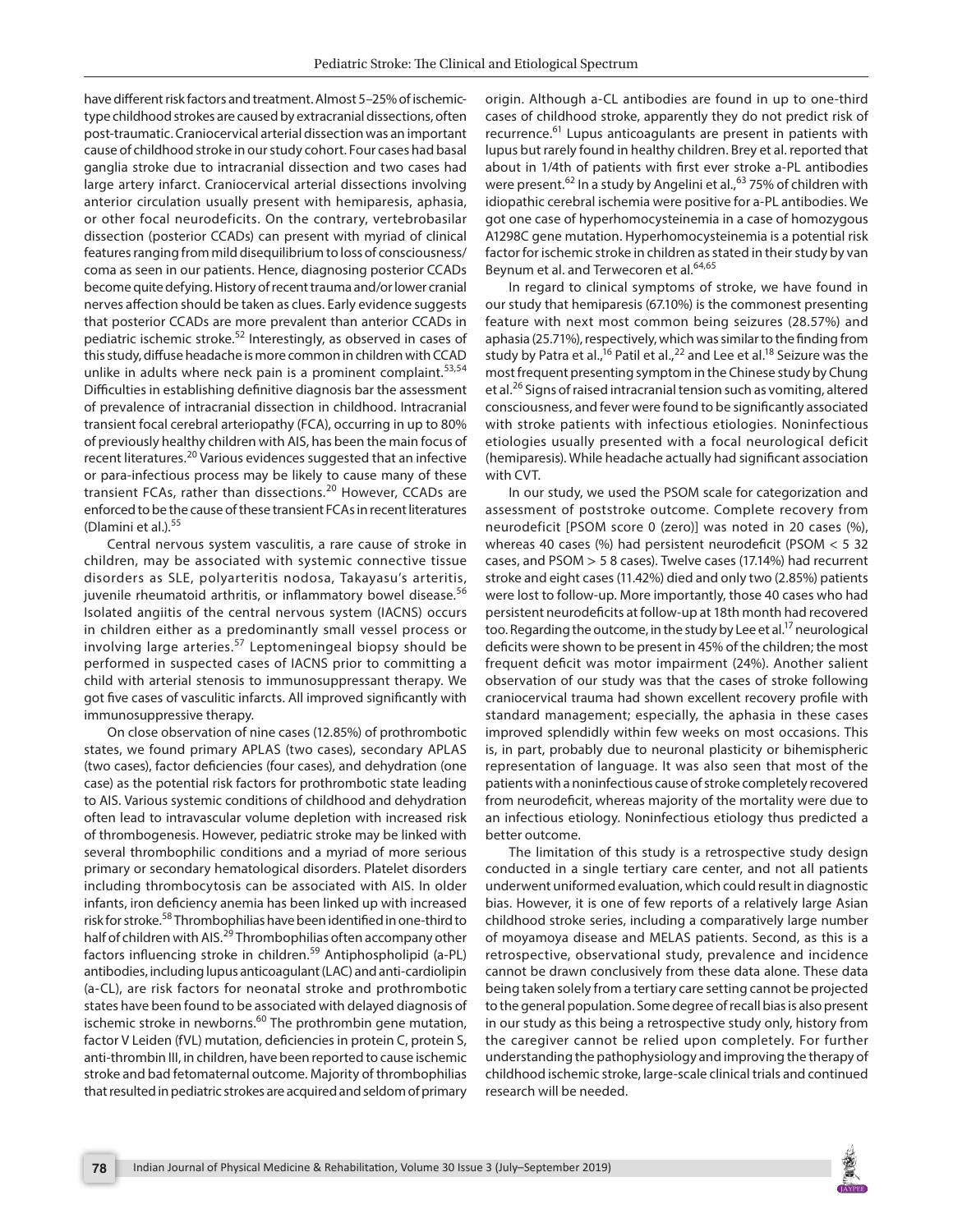have different risk factors and treatment. Almost 5–25% of ischemic-type childhood strokes are caused by extracranial dissections, often post-traumatic. Craniocervical arterial dissection was an important cause of childhood stroke in our study cohort. Four cases had basal ganglia stroke due to intracranial dissection and two cases had large artery infarct. Craniocervical arterial dissections involving anterior circulation usually present with hemiparesis, aphasia, or other focal neurodeficits. On the contrary, vertebrobasilar dissection (posterior CCADs) can present with myriad of clinical features ranging from mild disequilibrium to loss of consciousness/coma as seen in our patients. Hence, diagnosing posterior CCADs become quite defying. History of recent trauma and/or lower cranial nerves affection should be taken as clues. Early evidence suggests that posterior CCADs are more prevalent than anterior CCADs in pediatric ischemic stroke.[52] Interestingly, as observed in cases of this study, diffuse headache is more common in children with CCAD unlike in adults where neck pain is a prominent complaint.[53,54] Difficulties in establishing definitive diagnosis bar the assessment of prevalence of intracranial dissection in childhood. Intracranial transient focal cerebral arteriopathy (FCA), occurring in up to 80% of previously healthy children with AIS, has been the main focus of recent literatures.[20] Various evidences suggested that an infective or para-infectious process may be likely to cause many of these transient FCAs, rather than dissections.[20] However, CCADs are enforced to be the cause of these transient FCAs in recent literatures (Dlamini et al.).[55]

Central nervous system vasculitis, a rare cause of stroke in children, may be associated with systemic connective tissue disorders as SLE, polyarteritis nodosa, Takayasu's arteritis, juvenile rheumatoid arthritis, or inflammatory bowel disease.[56] Isolated angiitis of the central nervous system (IACNS) occurs in children either as a predominantly small vessel process or involving large arteries.[57] Leptomeningeal biopsy should be performed in suspected cases of IACNS prior to committing a child with arterial stenosis to immunosuppressant therapy. We got five cases of vasculitic infarcts. All improved significantly with immunosuppressive therapy.

On close observation of nine cases (12.85%) of prothrombotic states, we found primary APLAS (two cases), secondary APLAS (two cases), factor deficiencies (four cases), and dehydration (one case) as the potential risk factors for prothrombotic state leading to AIS. Various systemic conditions of childhood and dehydration often lead to intravascular volume depletion with increased risk of thrombogenesis. However, pediatric stroke may be linked with several thrombophilic conditions and a myriad of more serious primary or secondary hematological disorders. Platelet disorders including thrombocytosis can be associated with AIS. In older infants, iron deficiency anemia has been linked up with increased risk for stroke.[58] Thrombophilias have been identified in one-third to half of children with AIS.[29] Thrombophilias often accompany other factors influencing stroke in children.[59] Antiphospholipid (a-PL) antibodies, including lupus anticoagulant (LAC) and anti-cardiolipin (a-CL), are risk factors for neonatal stroke and prothrombotic states have been found to be associated with delayed diagnosis of ischemic stroke in newborns.[60] The prothrombin gene mutation, factor V Leiden (fVL) mutation, deficiencies in protein C, protein S, anti-thrombin III, in children, have been reported to cause ischemic stroke and bad fetomaternal outcome. Majority of thrombophilias that resulted in pediatric strokes are acquired and seldom of primary origin. Although a-CL antibodies are found in up to one-third cases of childhood stroke, apparently they do not predict risk of recurrence.[61] Lupus anticoagulants are present in patients with lupus but rarely found in healthy children. Brey et al. reported that about in 1/4th of patients with first ever stroke a-PL antibodies were present.[62] In a study by Angelini et al.,[63] 75% of children with idiopathic cerebral ischemia were positive for a-PL antibodies. We got one case of hyperhomocysteinemia in a case of homozygous A1298C gene mutation. Hyperhomocysteinemia is a potential risk factor for ischemic stroke in children as stated in their study by van Beynum et al. and Terwecoren et al.[64,65]

In regard to clinical symptoms of stroke, we have found in our study that hemiparesis (67.10%) is the commonest presenting feature with next most common being seizures (28.57%) and aphasia (25.71%), respectively, which was similar to the finding from study by Patra et al.,[16] Patil et al.,[22] and Lee et al.[18] Seizure was the most frequent presenting symptom in the Chinese study by Chung et al.[26] Signs of raised intracranial tension such as vomiting, altered consciousness, and fever were found to be significantly associated with stroke patients with infectious etiologies. Noninfectious etiologies usually presented with a focal neurological deficit (hemiparesis). While headache actually had significant association with CVT.

In our study, we used the PSOM scale for categorization and assessment of poststroke outcome. Complete recovery from neurodeficit [PSOM score 0 (zero)] was noted in 20 cases (%), whereas 40 cases (%) had persistent neurodeficit (PSOM < 5 32 cases, and PSOM > 5 8 cases). Twelve cases (17.14%) had recurrent stroke and eight cases (11.42%) died and only two (2.85%) patients were lost to follow-up. More importantly, those 40 cases who had persistent neurodeficits at follow-up at 18th month had recovered too. Regarding the outcome, in the study by Lee et al.[17] neurological deficits were shown to be present in 45% of the children; the most frequent deficit was motor impairment (24%). Another salient observation of our study was that the cases of stroke following craniocervical trauma had shown excellent recovery profile with standard management; especially, the aphasia in these cases improved splendidly within few weeks on most occasions. This is, in part, probably due to neuronal plasticity or bihemispheric representation of language. It was also seen that most of the patients with a noninfectious cause of stroke completely recovered from neurodeficit, whereas majority of the mortality were due to an infectious etiology. Noninfectious etiology thus predicted a better outcome.

The limitation of this study is a retrospective study design conducted in a single tertiary care center, and not all patients underwent uniformed evaluation, which could result in diagnostic bias. However, it is one of few reports of a relatively large Asian childhood stroke series, including a comparatively large number of moyamoya disease and MELAS patients. Second, as this is a retrospective, observational study, prevalence and incidence cannot be drawn conclusively from these data alone. These data being taken solely from a tertiary care setting cannot be projected to the general population. Some degree of recall bias is also present in our study as this being a retrospective study only, history from the caregiver cannot be relied upon completely. For further understanding the pathophysiology and improving the therapy of childhood ischemic stroke, large-scale clinical trials and continued research will be needed.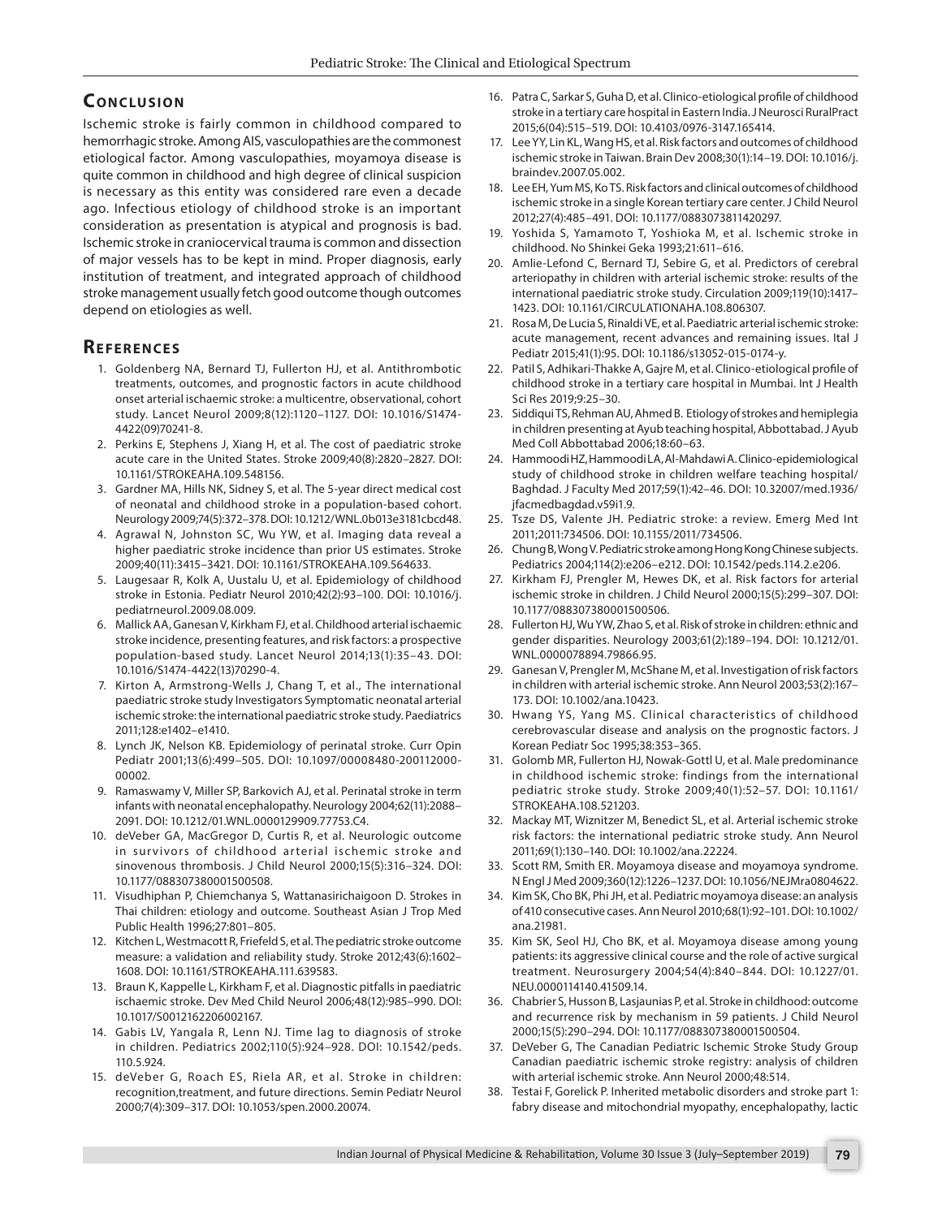## Conclusion

Ischemic stroke is fairly common in childhood compared to hemorrhagic stroke. Among AIS, vasculopathies are the commonest etiological factor. Among vasculopathies, moyamoya disease is quite common in childhood and high degree of clinical suspicion is necessary as this entity was considered rare even a decade ago. Infectious etiology of childhood stroke is an important consideration as presentation is atypical and prognosis is bad. Ischemic stroke in craniocervical trauma is common and dissection of major vessels has to be kept in mind. Proper diagnosis, early institution of treatment, and integrated approach of childhood stroke management usually fetch good outcome though outcomes depend on etiologies as well.

## References

1. Goldenberg NA, Bernard TJ, Fullerton HJ, et al. Antithrombotic treatments, outcomes, and prognostic factors in acute childhood onset arterial ischaemic stroke: a multicentre, observational, cohort study. Lancet Neurol 2009;8(12):1120–1127. DOI: 10.1016/S1474-4422(09)70241-8.
2. Perkins E, Stephens J, Xiang H, et al. The cost of paediatric stroke acute care in the United States. Stroke 2009;40(8):2820–2827. DOI: 10.1161/STROKEAHA.109.548156.
3. Gardner MA, Hills NK, Sidney S, et al. The 5-year direct medical cost of neonatal and childhood stroke in a population-based cohort. Neurology 2009;74(5):372–378. DOI: 10.1212/WNL.0b013e3181cbcd48.
4. Agrawal N, Johnston SC, Wu YW, et al. Imaging data reveal a higher paediatric stroke incidence than prior US estimates. Stroke 2009;40(11):3415–3421. DOI: 10.1161/STROKEAHA.109.564633.
5. Laugesaar R, Kolk A, Uustalu U, et al. Epidemiology of childhood stroke in Estonia. Pediatr Neurol 2010;42(2):93–100. DOI: 10.1016/j.pediatrneurol.2009.08.009.
6. Mallick AA, Ganesan V, Kirkham FJ, et al. Childhood arterial ischaemic stroke incidence, presenting features, and risk factors: a prospective population-based study. Lancet Neurol 2014;13(1):35–43. DOI: 10.1016/S1474-4422(13)70290-4.
7. Kirton A, Armstrong-Wells J, Chang T, et al., The international paediatric stroke study Investigators Symptomatic neonatal arterial ischemic stroke: the international paediatric stroke study. Paediatrics 2011;128:e1402–e1410.
8. Lynch JK, Nelson KB. Epidemiology of perinatal stroke. Curr Opin Pediatr 2001;13(6):499–505. DOI: 10.1097/00008480-200112000-00002.
9. Ramaswamy V, Miller SP, Barkovich AJ, et al. Perinatal stroke in term infants with neonatal encephalopathy. Neurology 2004;62(11):2088–2091. DOI: 10.1212/01.WNL.0000129909.77753.C4.
10. deVeber GA, MacGregor D, Curtis R, et al. Neurologic outcome in survivors of childhood arterial ischemic stroke and sinovenous thrombosis. J Child Neurol 2000;15(5):316–324. DOI: 10.1177/088307380001500508.
11. Visudhiphan P, Chiemchanya S, Wattanasirichaigoon D. Strokes in Thai children: etiology and outcome. Southeast Asian J Trop Med Public Health 1996;27:801–805.
12. Kitchen L, Westmacott R, Friefeld S, et al. The pediatric stroke outcome measure: a validation and reliability study. Stroke 2012;43(6):1602–1608. DOI: 10.1161/STROKEAHA.111.639583.
13. Braun K, Kappelle L, Kirkham F, et al. Diagnostic pitfalls in paediatric ischaemic stroke. Dev Med Child Neurol 2006;48(12):985–990. DOI: 10.1017/S0012162206002167.
14. Gabis LV, Yangala R, Lenn NJ. Time lag to diagnosis of stroke in children. Pediatrics 2002;110(5):924–928. DOI: 10.1542/peds.110.5.924.
15. deVeber G, Roach ES, Riela AR, et al. Stroke in children: recognition,treatment, and future directions. Semin Pediatr Neurol 2000;7(4):309–317. DOI: 10.1053/spen.2000.20074.
16. Patra C, Sarkar S, Guha D, et al. Clinico-etiological profile of childhood stroke in a tertiary care hospital in Eastern India. J Neurosci RuralPract 2015;6(04):515–519. DOI: 10.4103/0976-3147.165414.
17. Lee YY, Lin KL, Wang HS, et al. Risk factors and outcomes of childhood ischemic stroke in Taiwan. Brain Dev 2008;30(1):14–19. DOI: 10.1016/j.braindev.2007.05.002.
18. Lee EH, Yum MS, Ko TS. Risk factors and clinical outcomes of childhood ischemic stroke in a single Korean tertiary care center. J Child Neurol 2012;27(4):485–491. DOI: 10.1177/0883073811420297.
19. Yoshida S, Yamamoto T, Yoshioka M, et al. Ischemic stroke in childhood. No Shinkei Geka 1993;21:611–616.
20. Amlie-Lefond C, Bernard TJ, Sebire G, et al. Predictors of cerebral arteriopathy in children with arterial ischemic stroke: results of the international paediatric stroke study. Circulation 2009;119(10):1417–1423. DOI: 10.1161/CIRCULATIONAHA.108.806307.
21. Rosa M, De Lucia S, Rinaldi VE, et al. Paediatric arterial ischemic stroke: acute management, recent advances and remaining issues. Ital J Pediatr 2015;41(1):95. DOI: 10.1186/s13052-015-0174-y.
22. Patil S, Adhikari-Thakke A, Gajre M, et al. Clinico-etiological profile of childhood stroke in a tertiary care hospital in Mumbai. Int J Health Sci Res 2019;9:25–30.
23. Siddiqui TS, Rehman AU, Ahmed B. Etiology of strokes and hemiplegia in children presenting at Ayub teaching hospital, Abbottabad. J Ayub Med Coll Abbottabad 2006;18:60–63.
24. Hammoodi HZ, Hammoodi LA, Al-Mahdawi A. Clinico-epidemiological study of childhood stroke in children welfare teaching hospital/ Baghdad. J Faculty Med 2017;59(1):42–46. DOI: 10.32007/med.1936/jfacmedbagdad.v59i1.9.
25. Tsze DS, Valente JH. Pediatric stroke: a review. Emerg Med Int 2011;2011:734506. DOI: 10.1155/2011/734506.
26. Chung B, Wong V. Pediatric stroke among Hong Kong Chinese subjects. Pediatrics 2004;114(2):e206–e212. DOI: 10.1542/peds.114.2.e206.
27. Kirkham FJ, Prengler M, Hewes DK, et al. Risk factors for arterial ischemic stroke in children. J Child Neurol 2000;15(5):299–307. DOI: 10.1177/088307380001500506.
28. Fullerton HJ, Wu YW, Zhao S, et al. Risk of stroke in children: ethnic and gender disparities. Neurology 2003;61(2):189–194. DOI: 10.1212/01.WNL.0000078894.79866.95.
29. Ganesan V, Prengler M, McShane M, et al. Investigation of risk factors in children with arterial ischemic stroke. Ann Neurol 2003;53(2):167–173. DOI: 10.1002/ana.10423.
30. Hwang YS, Yang MS. Clinical characteristics of childhood cerebrovascular disease and analysis on the prognostic factors. J Korean Pediatr Soc 1995;38:353–365.
31. Golomb MR, Fullerton HJ, Nowak-Gottl U, et al. Male predominance in childhood ischemic stroke: findings from the international pediatric stroke study. Stroke 2009;40(1):52–57. DOI: 10.1161/STROKEAHA.108.521203.
32. Mackay MT, Wiznitzer M, Benedict SL, et al. Arterial ischemic stroke risk factors: the international pediatric stroke study. Ann Neurol 2011;69(1):130–140. DOI: 10.1002/ana.22224.
33. Scott RM, Smith ER. Moyamoya disease and moyamoya syndrome. N Engl J Med 2009;360(12):1226–1237. DOI: 10.1056/NEJMra0804622.
34. Kim SK, Cho BK, Phi JH, et al. Pediatric moyamoya disease: an analysis of 410 consecutive cases. Ann Neurol 2010;68(1):92–101. DOI: 10.1002/ana.21981.
35. Kim SK, Seol HJ, Cho BK, et al. Moyamoya disease among young patients: its aggressive clinical course and the role of active surgical treatment. Neurosurgery 2004;54(4):840–844. DOI: 10.1227/01.NEU.0000114140.41509.14.
36. Chabrier S, Husson B, Lasjaunias P, et al. Stroke in childhood: outcome and recurrence risk by mechanism in 59 patients. J Child Neurol 2000;15(5):290–294. DOI: 10.1177/088307380001500504.
37. DeVeber G, The Canadian Pediatric Ischemic Stroke Study Group Canadian paediatric ischemic stroke registry: analysis of children with arterial ischemic stroke. Ann Neurol 2000;48:514.
38. Testai F, Gorelick P. Inherited metabolic disorders and stroke part 1: fabry disease and mitochondrial myopathy, encephalopathy, lactic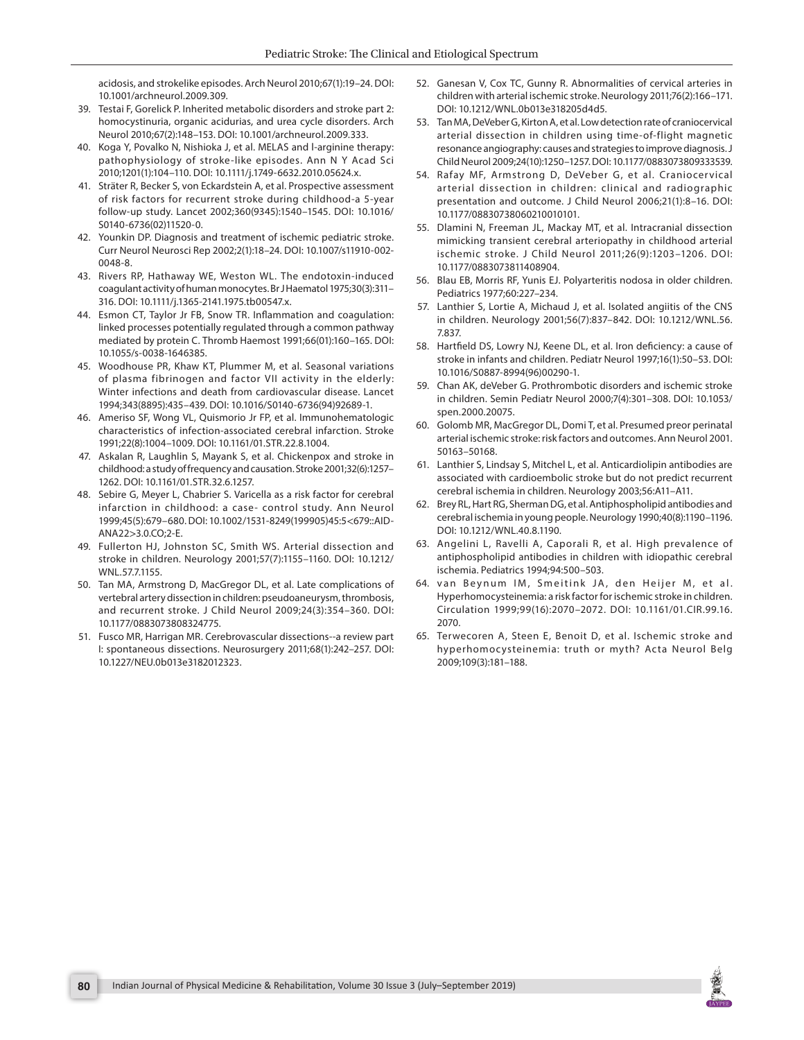acidosis, and strokelike episodes. Arch Neurol 2010;67(1):19–24. DOI: 10.1001/archneurol.2009.309.

39. Testai F, Gorelick P. Inherited metabolic disorders and stroke part 2: homocystinuria, organic acidurias, and urea cycle disorders. Arch Neurol 2010;67(2):148–153. DOI: 10.1001/archneurol.2009.333.
40. Koga Y, Povalko N, Nishioka J, et al. MELAS and l-arginine therapy: pathophysiology of stroke-like episodes. Ann N Y Acad Sci 2010;1201(1):104–110. DOI: 10.1111/j.1749-6632.2010.05624.x.
41. Sträter R, Becker S, von Eckardstein A, et al. Prospective assessment of risk factors for recurrent stroke during childhood-a 5-year follow-up study. Lancet 2002;360(9345):1540–1545. DOI: 10.1016/S0140-6736(02)11520-0.
42. Younkin DP. Diagnosis and treatment of ischemic pediatric stroke. Curr Neurol Neurosci Rep 2002;2(1):18–24. DOI: 10.1007/s11910-002-0048-8.
43. Rivers RP, Hathaway WE, Weston WL. The endotoxin-induced coagulant activity of human monocytes. Br J Haematol 1975;30(3):311–316. DOI: 10.1111/j.1365-2141.1975.tb00547.x.
44. Esmon CT, Taylor Jr FB, Snow TR. Inflammation and coagulation: linked processes potentially regulated through a common pathway mediated by protein C. Thromb Haemost 1991;66(01):160–165. DOI: 10.1055/s-0038-1646385.
45. Woodhouse PR, Khaw KT, Plummer M, et al. Seasonal variations of plasma fibrinogen and factor VII activity in the elderly: Winter infections and death from cardiovascular disease. Lancet 1994;343(8895):435–439. DOI: 10.1016/S0140-6736(94)92689-1.
46. Ameriso SF, Wong VL, Quismorio Jr FP, et al. Immunohematologic characteristics of infection-associated cerebral infarction. Stroke 1991;22(8):1004–1009. DOI: 10.1161/01.STR.22.8.1004.
47. Askalan R, Laughlin S, Mayank S, et al. Chickenpox and stroke in childhood: a study of frequency and causation. Stroke 2001;32(6):1257–1262. DOI: 10.1161/01.STR.32.6.1257.
48. Sebire G, Meyer L, Chabrier S. Varicella as a risk factor for cerebral infarction in childhood: a case- control study. Ann Neurol 1999;45(5):679–680. DOI: 10.1002/1531-8249(199905)45:5<679::AID-ANA22>3.0.CO;2-E.
49. Fullerton HJ, Johnston SC, Smith WS. Arterial dissection and stroke in children. Neurology 2001;57(7):1155–1160. DOI: 10.1212/WNL.57.7.1155.
50. Tan MA, Armstrong D, MacGregor DL, et al. Late complications of vertebral artery dissection in children: pseudoaneurysm, thrombosis, and recurrent stroke. J Child Neurol 2009;24(3):354–360. DOI: 10.1177/0883073808324775.
51. Fusco MR, Harrigan MR. Cerebrovascular dissections--a review part I: spontaneous dissections. Neurosurgery 2011;68(1):242–257. DOI: 10.1227/NEU.0b013e3182012323.
52. Ganesan V, Cox TC, Gunny R. Abnormalities of cervical arteries in children with arterial ischemic stroke. Neurology 2011;76(2):166–171. DOI: 10.1212/WNL.0b013e318205d4d5.
53. Tan MA, DeVeber G, Kirton A, et al. Low detection rate of craniocervical arterial dissection in children using time-of-flight magnetic resonance angiography: causes and strategies to improve diagnosis. J Child Neurol 2009;24(10):1250–1257. DOI: 10.1177/0883073809333539.
54. Rafay MF, Armstrong D, DeVeber G, et al. Craniocervical arterial dissection in children: clinical and radiographic presentation and outcome. J Child Neurol 2006;21(1):8–16. DOI: 10.1177/08830738060210010101.
55. Dlamini N, Freeman JL, Mackay MT, et al. Intracranial dissection mimicking transient cerebral arteriopathy in childhood arterial ischemic stroke. J Child Neurol 2011;26(9):1203–1206. DOI: 10.1177/0883073811408904.
56. Blau EB, Morris RF, Yunis EJ. Polyarteritis nodosa in older children. Pediatrics 1977;60:227–234.
57. Lanthier S, Lortie A, Michaud J, et al. Isolated angiitis of the CNS in children. Neurology 2001;56(7):837–842. DOI: 10.1212/WNL.56.7.837.
58. Hartfield DS, Lowry NJ, Keene DL, et al. Iron deficiency: a cause of stroke in infants and children. Pediatr Neurol 1997;16(1):50–53. DOI: 10.1016/S0887-8994(96)00290-1.
59. Chan AK, deVeber G. Prothrombotic disorders and ischemic stroke in children. Semin Pediatr Neurol 2000;7(4):301–308. DOI: 10.1053/spen.2000.20075.
60. Golomb MR, MacGregor DL, Domi T, et al. Presumed preor perinatal arterial ischemic stroke: risk factors and outcomes. Ann Neurol 2001. 50163–50168.
61. Lanthier S, Lindsay S, Mitchel L, et al. Anticardiolipin antibodies are associated with cardioembolic stroke but do not predict recurrent cerebral ischemia in children. Neurology 2003;56:A11–A11.
62. Brey RL, Hart RG, Sherman DG, et al. Antiphospholipid antibodies and cerebral ischemia in young people. Neurology 1990;40(8):1190–1196. DOI: 10.1212/WNL.40.8.1190.
63. Angelini L, Ravelli A, Caporali R, et al. High prevalence of antiphospholipid antibodies in children with idiopathic cerebral ischemia. Pediatrics 1994;94:500–503.
64. van Beynum IM, Smeitink JA, den Heijer M, et al. Hyperhomocysteinemia: a risk factor for ischemic stroke in children. Circulation 1999;99(16):2070–2072. DOI: 10.1161/01.CIR.99.16.2070.
65. Terwecoren A, Steen E, Benoit D, et al. Ischemic stroke and hyperhomocysteinemia: truth or myth? Acta Neurol Belg 2009;109(3):181–188.